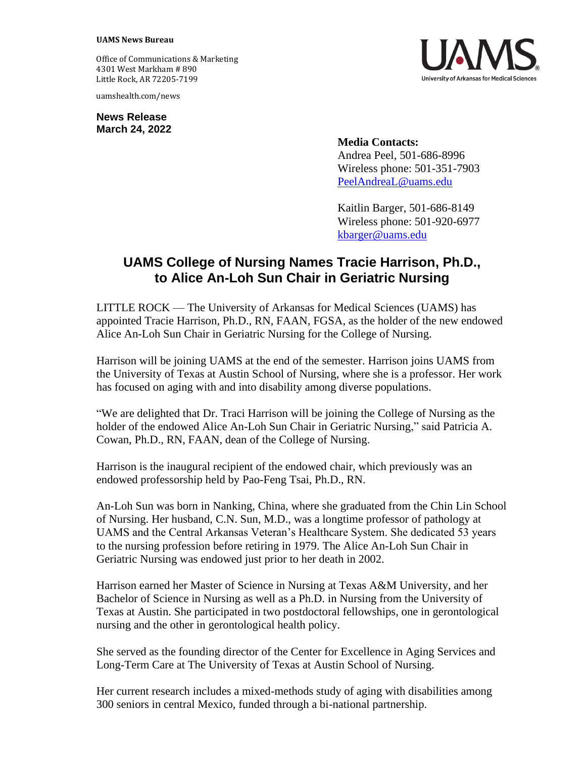**UAMS News Bureau**

Office of Communications & Marketing
4301 West Markham # 890
Little Rock, AR 72205-7199

uamshealth.com/news

UAMS
University of Arkansas for Medical Sciences

**News Release**
**March 24, 2022**

**Media Contacts:**
Andrea Peel, 501-686-8996
Wireless phone: 501-351-7903
PeelAndreaL@uams.edu

Kaitlin Barger, 501-686-8149
Wireless phone: 501-920-6977
kbarger@uams.edu

# UAMS College of Nursing Names Tracie Harrison, Ph.D., to Alice An-Loh Sun Chair in Geriatric Nursing

LITTLE ROCK — The University of Arkansas for Medical Sciences (UAMS) has appointed Tracie Harrison, Ph.D., RN, FAAN, FGSA, as the holder of the new endowed Alice An-Loh Sun Chair in Geriatric Nursing for the College of Nursing.

Harrison will be joining UAMS at the end of the semester. Harrison joins UAMS from the University of Texas at Austin School of Nursing, where she is a professor. Her work has focused on aging with and into disability among diverse populations.

"We are delighted that Dr. Traci Harrison will be joining the College of Nursing as the holder of the endowed Alice An-Loh Sun Chair in Geriatric Nursing," said Patricia A. Cowan, Ph.D., RN, FAAN, dean of the College of Nursing.

Harrison is the inaugural recipient of the endowed chair, which previously was an endowed professorship held by Pao-Feng Tsai, Ph.D., RN.

An-Loh Sun was born in Nanking, China, where she graduated from the Chin Lin School of Nursing. Her husband, C.N. Sun, M.D., was a longtime professor of pathology at UAMS and the Central Arkansas Veteran's Healthcare System. She dedicated 53 years to the nursing profession before retiring in 1979. The Alice An-Loh Sun Chair in Geriatric Nursing was endowed just prior to her death in 2002.

Harrison earned her Master of Science in Nursing at Texas A&M University, and her Bachelor of Science in Nursing as well as a Ph.D. in Nursing from the University of Texas at Austin. She participated in two postdoctoral fellowships, one in gerontological nursing and the other in gerontological health policy.

She served as the founding director of the Center for Excellence in Aging Services and Long-Term Care at The University of Texas at Austin School of Nursing.

Her current research includes a mixed-methods study of aging with disabilities among 300 seniors in central Mexico, funded through a bi-national partnership.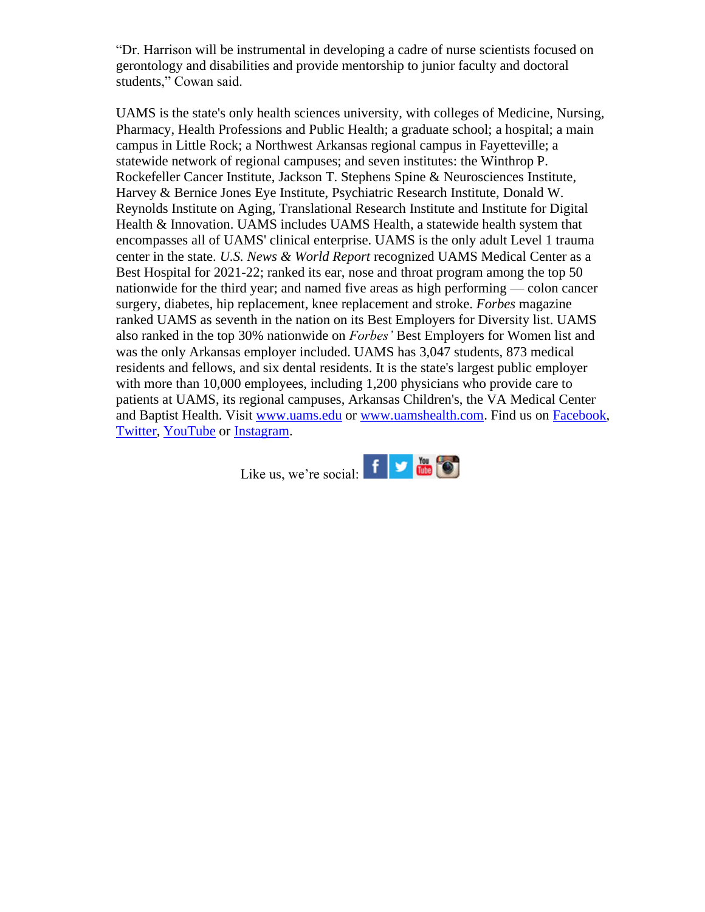"Dr. Harrison will be instrumental in developing a cadre of nurse scientists focused on gerontology and disabilities and provide mentorship to junior faculty and doctoral students," Cowan said.

UAMS is the state's only health sciences university, with colleges of Medicine, Nursing, Pharmacy, Health Professions and Public Health; a graduate school; a hospital; a main campus in Little Rock; a Northwest Arkansas regional campus in Fayetteville; a statewide network of regional campuses; and seven institutes: the Winthrop P. Rockefeller Cancer Institute, Jackson T. Stephens Spine & Neurosciences Institute, Harvey & Bernice Jones Eye Institute, Psychiatric Research Institute, Donald W. Reynolds Institute on Aging, Translational Research Institute and Institute for Digital Health & Innovation. UAMS includes UAMS Health, a statewide health system that encompasses all of UAMS' clinical enterprise. UAMS is the only adult Level 1 trauma center in the state. *U.S. News & World Report* recognized UAMS Medical Center as a Best Hospital for 2021-22; ranked its ear, nose and throat program among the top 50 nationwide for the third year; and named five areas as high performing — colon cancer surgery, diabetes, hip replacement, knee replacement and stroke. *Forbes* magazine ranked UAMS as seventh in the nation on its Best Employers for Diversity list. UAMS also ranked in the top 30% nationwide on *Forbes'* Best Employers for Women list and was the only Arkansas employer included. UAMS has 3,047 students, 873 medical residents and fellows, and six dental residents. It is the state's largest public employer with more than 10,000 employees, including 1,200 physicians who provide care to patients at UAMS, its regional campuses, Arkansas Children's, the VA Medical Center and Baptist Health. Visit www.uams.edu or www.uamshealth.com. Find us on Facebook, Twitter, YouTube or Instagram.

Like us, we're social: